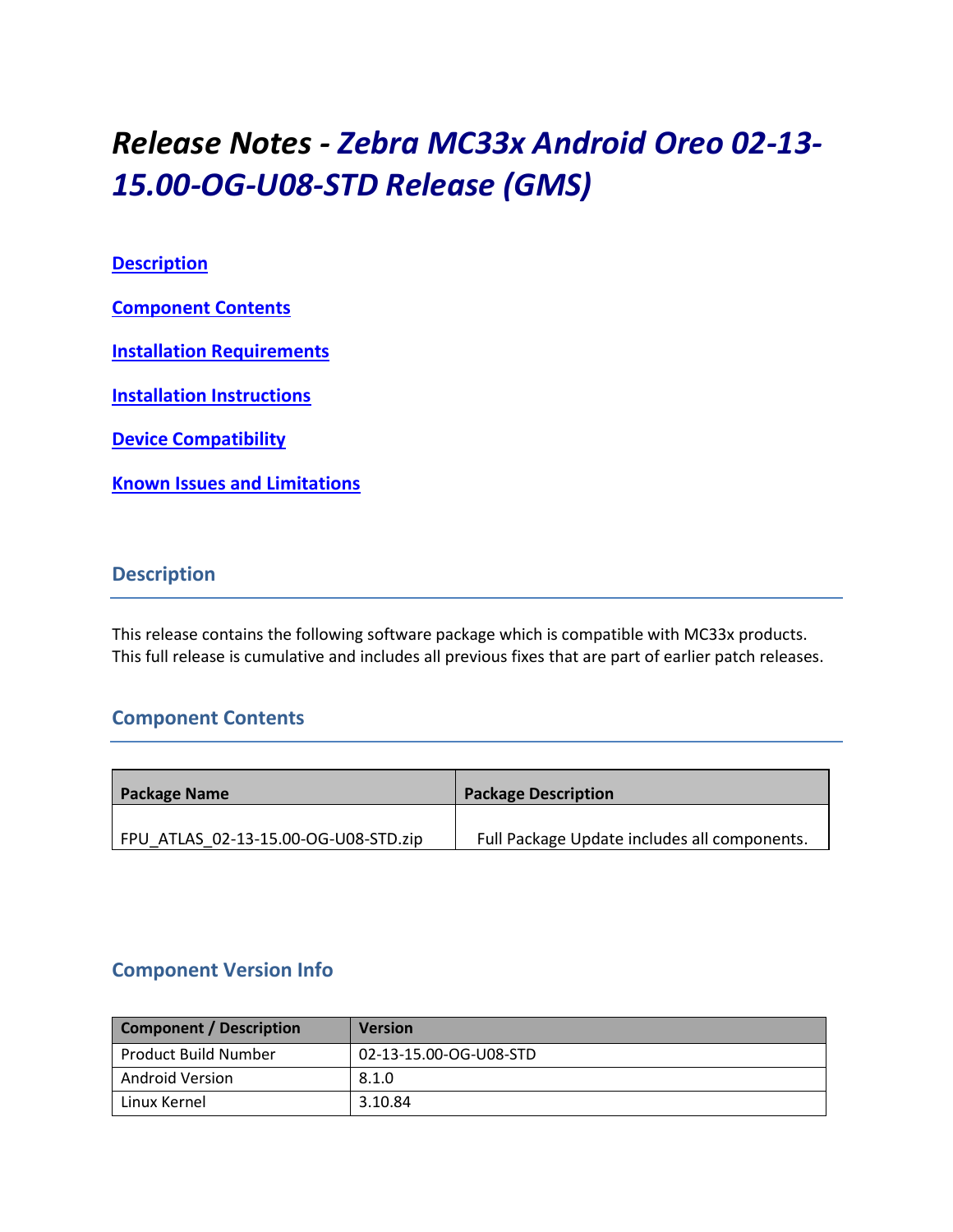# *Release Notes - Zebra MC33x Android Oreo 02-13-15.00-OG-U08-STD Release (GMS)*

[Description](#description)

[Component Contents](#component-contents)

[Installation Requirements](#installation-requirements)

[Installation Instructions](#installation-instructions)

[Device Compatibility](#device-compatibility)

[Known Issues and Limitations](#known-issues-and-limitations)

## Description

This release contains the following software package which is compatible with MC33x products. This full release is cumulative and includes all previous fixes that are part of earlier patch releases.

## Component Contents

| Package Name | Package Description |
|---|---|
| FPU_ATLAS_02-13-15.00-OG-U08-STD.zip | Full Package Update includes all components. |

## Component Version Info

| Component / Description | Version |
|---|---|
| Product Build Number | 02-13-15.00-OG-U08-STD |
| Android Version | 8.1.0 |
| Linux Kernel | 3.10.84 |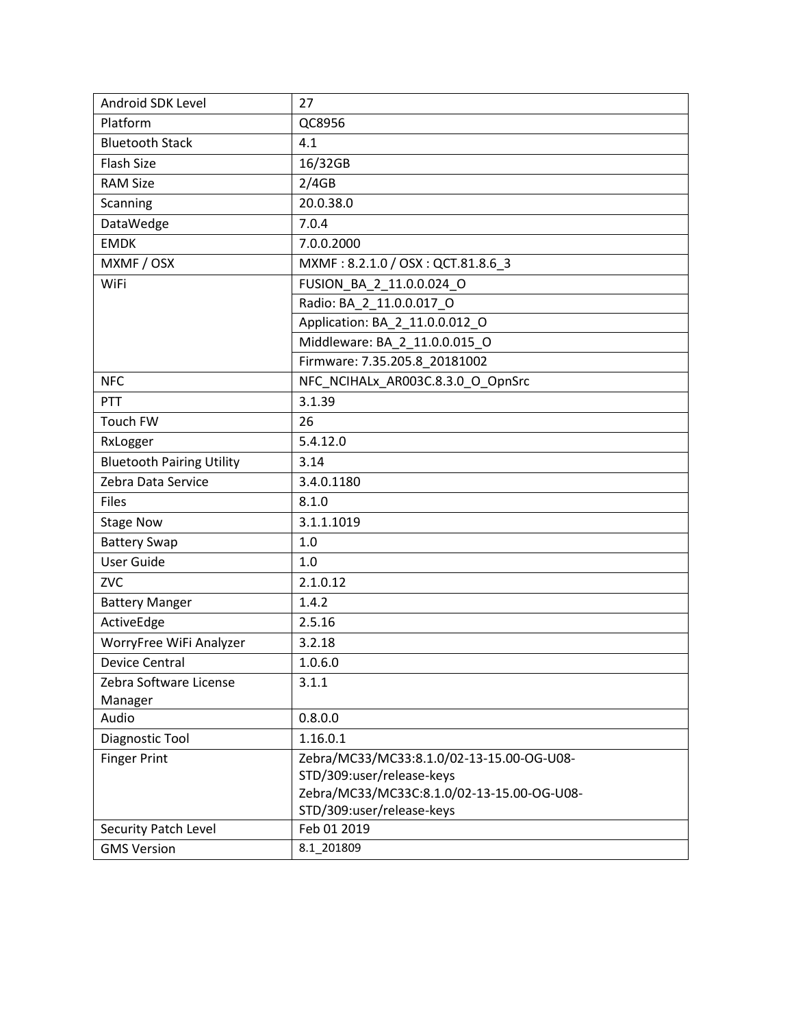| Android SDK Level | 27 |
|---|---|
| Platform | QC8956 |
| Bluetooth Stack | 4.1 |
| Flash Size | 16/32GB |
| RAM Size | 2/4GB |
| Scanning | 20.0.38.0 |
| DataWedge | 7.0.4 |
| EMDK | 7.0.0.2000 |
| MXMF / OSX | MXMF : 8.2.1.0 / OSX : QCT.81.8.6_3 |
| WiFi | FUSION_BA_2_11.0.0.024_O |
| | Radio: BA_2_11.0.0.017_O |
| | Application: BA_2_11.0.0.012_O |
| | Middleware: BA_2_11.0.0.015_O |
| | Firmware: 7.35.205.8_20181002 |
| NFC | NFC_NCIHALx_AR003C.8.3.0_O_OpnSrc |
| PTT | 3.1.39 |
| Touch FW | 26 |
| RxLogger | 5.4.12.0 |
| Bluetooth Pairing Utility | 3.14 |
| Zebra Data Service | 3.4.0.1180 |
| Files | 8.1.0 |
| Stage Now | 3.1.1.1019 |
| Battery Swap | 1.0 |
| User Guide | 1.0 |
| ZVC | 2.1.0.12 |
| Battery Manger | 1.4.2 |
| ActiveEdge | 2.5.16 |
| WorryFree WiFi Analyzer | 3.2.18 |
| Device Central | 1.0.6.0 |
| Zebra Software License Manager | 3.1.1 |
| Audio | 0.8.0.0 |
| Diagnostic Tool | 1.16.0.1 |
| Finger Print | Zebra/MC33/MC33:8.1.0/02-13-15.00-OG-U08-STD/309:user/release-keys Zebra/MC33/MC33C:8.1.0/02-13-15.00-OG-U08-STD/309:user/release-keys |
| Security Patch Level | Feb 01 2019 |
| GMS Version | 8.1_201809 |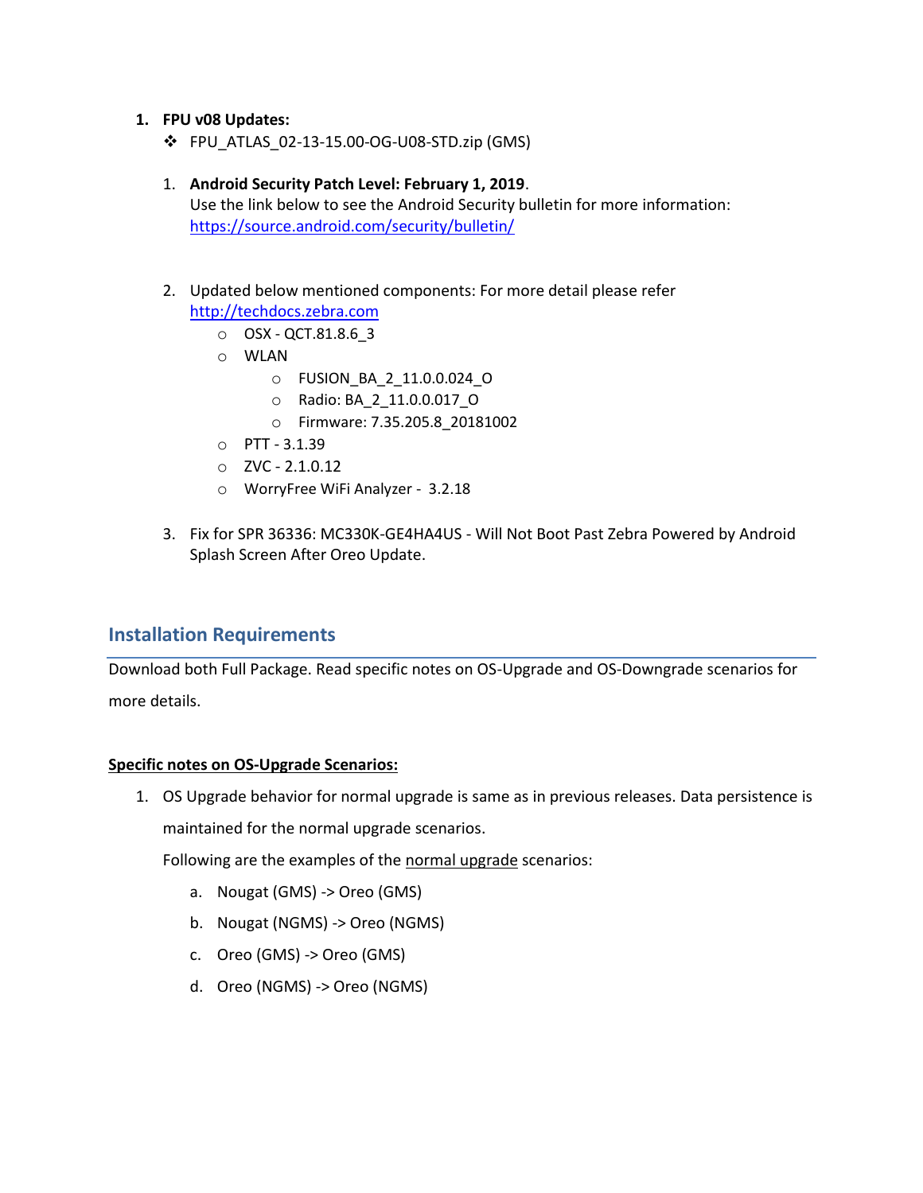1. **FPU v08 Updates:**
   - FPU_ATLAS_02-13-15.00-OG-U08-STD.zip (GMS)

   1. **Android Security Patch Level: February 1, 2019**.
      Use the link below to see the Android Security bulletin for more information: https://source.android.com/security/bulletin/

   2. Updated below mentioned components: For more detail please refer http://techdocs.zebra.com
      - OSX - QCT.81.8.6_3
      - WLAN
        - FUSION_BA_2_11.0.0.024_O
        - Radio: BA_2_11.0.0.017_O
        - Firmware: 7.35.205.8_20181002
      - PTT - 3.1.39
      - ZVC - 2.1.0.12
      - WorryFree WiFi Analyzer - 3.2.18

   3. Fix for SPR 36336: MC330K-GE4HA4US - Will Not Boot Past Zebra Powered by Android Splash Screen After Oreo Update.

## Installation Requirements

Download both Full Package. Read specific notes on OS-Upgrade and OS-Downgrade scenarios for more details.

**Specific notes on OS-Upgrade Scenarios:**

1. OS Upgrade behavior for normal upgrade is same as in previous releases. Data persistence is maintained for the normal upgrade scenarios.

   Following are the examples of the normal upgrade scenarios:

   a. Nougat (GMS) -> Oreo (GMS)

   b. Nougat (NGMS) -> Oreo (NGMS)

   c. Oreo (GMS) -> Oreo (GMS)

   d. Oreo (NGMS) -> Oreo (NGMS)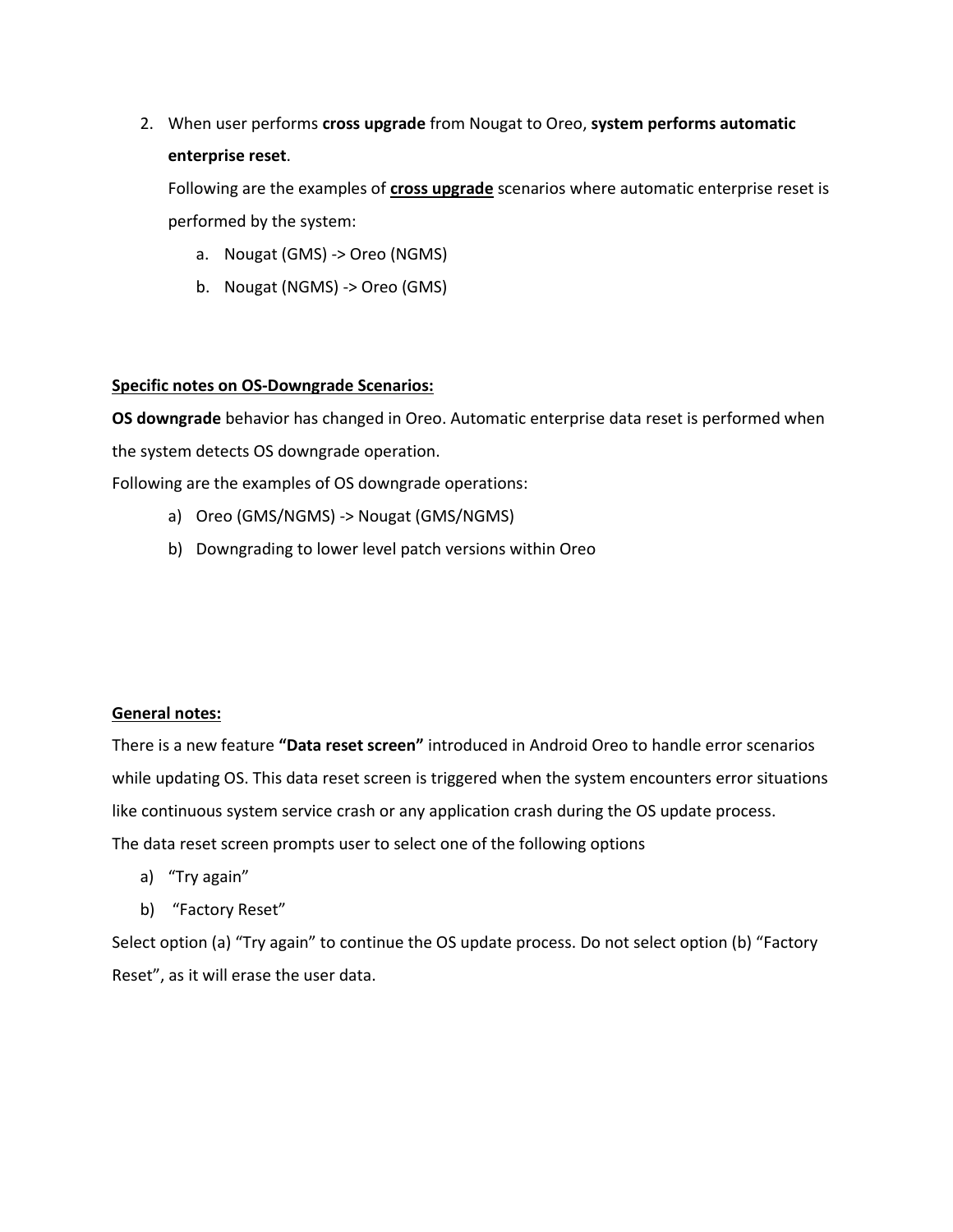2. When user performs **cross upgrade** from Nougat to Oreo, **system performs automatic enterprise reset**.

   Following are the examples of **<u>cross upgrade</u>** scenarios where automatic enterprise reset is performed by the system:

   a. Nougat (GMS) -> Oreo (NGMS)
   b. Nougat (NGMS) -> Oreo (GMS)

**<u>Specific notes on OS-Downgrade Scenarios:</u>**

**OS downgrade** behavior has changed in Oreo. Automatic enterprise data reset is performed when the system detects OS downgrade operation.

Following are the examples of OS downgrade operations:

a) Oreo (GMS/NGMS) -> Nougat (GMS/NGMS)
b) Downgrading to lower level patch versions within Oreo

**<u>General notes:</u>**

There is a new feature **"Data reset screen"** introduced in Android Oreo to handle error scenarios while updating OS. This data reset screen is triggered when the system encounters error situations like continuous system service crash or any application crash during the OS update process.

The data reset screen prompts user to select one of the following options

a) "Try again"
b) "Factory Reset"

Select option (a) "Try again" to continue the OS update process. Do not select option (b) "Factory Reset", as it will erase the user data.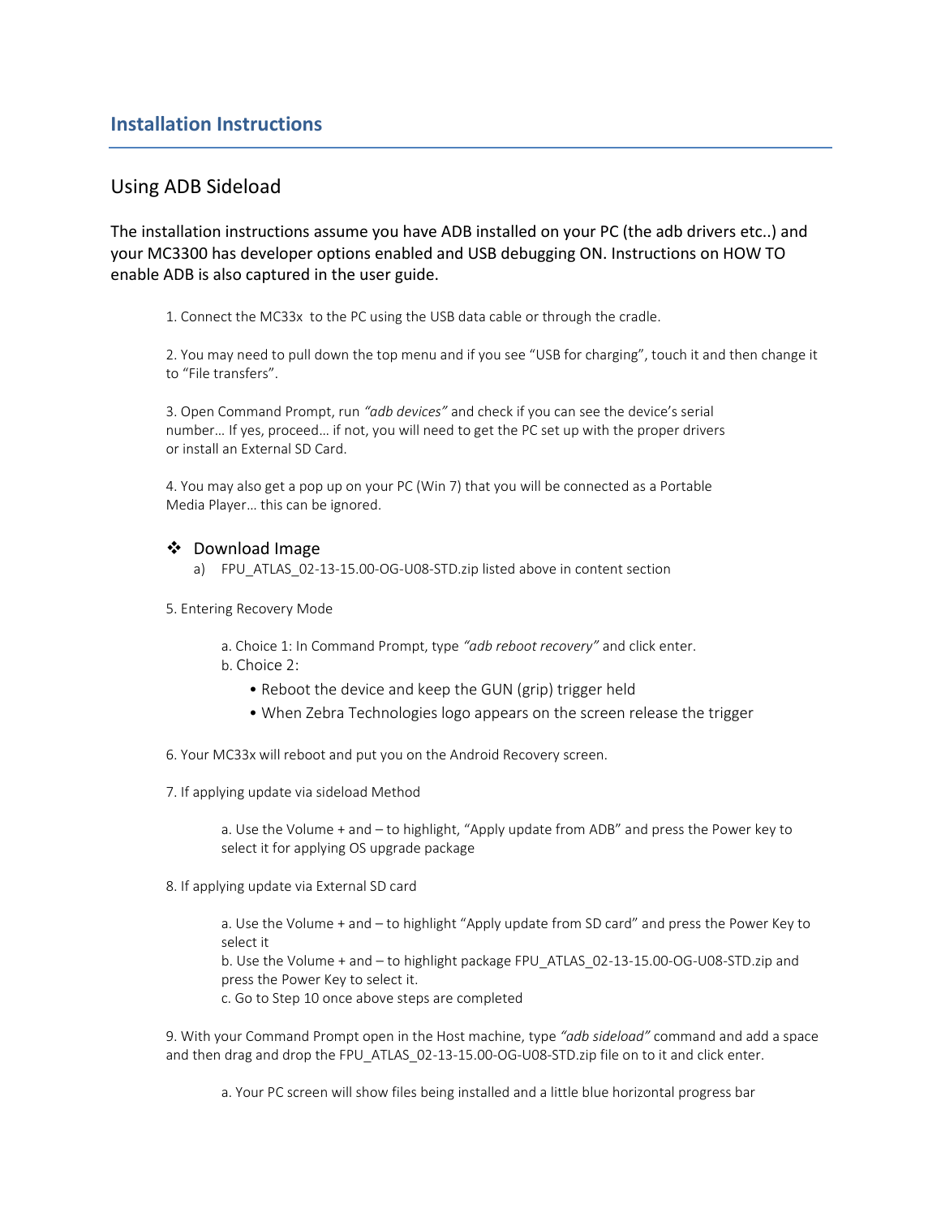## Installation Instructions

### Using ADB Sideload

The installation instructions assume you have ADB installed on your PC (the adb drivers etc..) and your MC3300 has developer options enabled and USB debugging ON. Instructions on HOW TO enable ADB is also captured in the user guide.

1. Connect the MC33x to the PC using the USB data cable or through the cradle.

2. You may need to pull down the top menu and if you see "USB for charging", touch it and then change it to "File transfers".

3. Open Command Prompt, run *"adb devices"* and check if you can see the device's serial number… If yes, proceed… if not, you will need to get the PC set up with the proper drivers or install an External SD Card.

4. You may also get a pop up on your PC (Win 7) that you will be connected as a Portable Media Player… this can be ignored.

- ❖ Download Image
  - a) FPU_ATLAS_02-13-15.00-OG-U08-STD.zip listed above in content section

5. Entering Recovery Mode

   a. Choice 1: In Command Prompt, type *"adb reboot recovery"* and click enter.
   b. Choice 2:
   - Reboot the device and keep the GUN (grip) trigger held
   - When Zebra Technologies logo appears on the screen release the trigger

6. Your MC33x will reboot and put you on the Android Recovery screen.

7. If applying update via sideload Method

   a. Use the Volume + and – to highlight, "Apply update from ADB" and press the Power key to select it for applying OS upgrade package

8. If applying update via External SD card

   a. Use the Volume + and – to highlight "Apply update from SD card" and press the Power Key to select it
   b. Use the Volume + and – to highlight package FPU_ATLAS_02-13-15.00-OG-U08-STD.zip and press the Power Key to select it.
   c. Go to Step 10 once above steps are completed

9. With your Command Prompt open in the Host machine, type *"adb sideload"* command and add a space and then drag and drop the FPU_ATLAS_02-13-15.00-OG-U08-STD.zip file on to it and click enter.

   a. Your PC screen will show files being installed and a little blue horizontal progress bar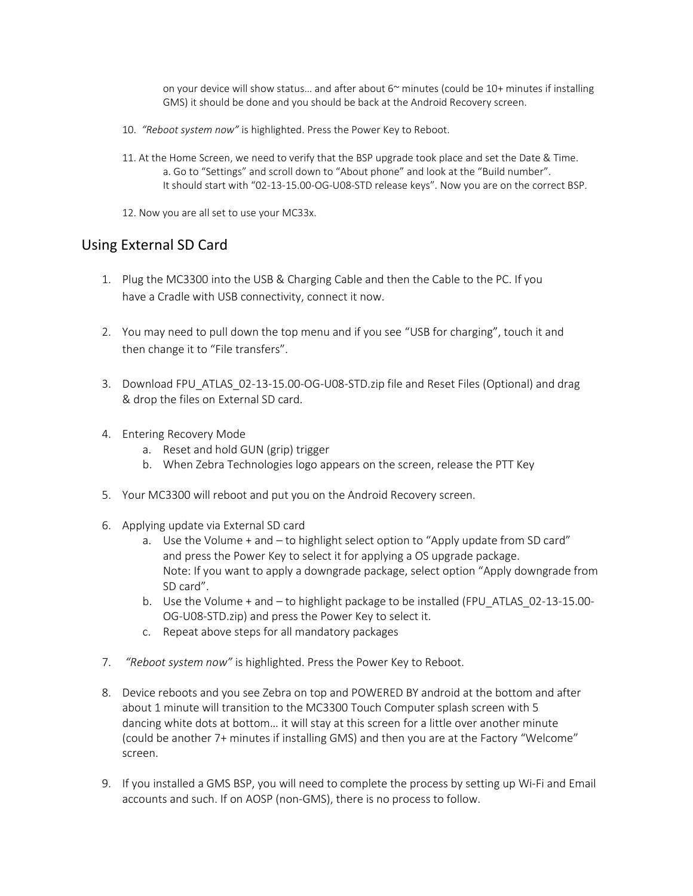on your device will show status… and after about 6~ minutes (could be 10+ minutes if installing GMS) it should be done and you should be back at the Android Recovery screen.

10. *"Reboot system now"* is highlighted. Press the Power Key to Reboot.

11. At the Home Screen, we need to verify that the BSP upgrade took place and set the Date & Time.
    a. Go to "Settings" and scroll down to "About phone" and look at the "Build number".
    It should start with "02-13-15.00-OG-U08-STD release keys". Now you are on the correct BSP.

12. Now you are all set to use your MC33x.

## Using External SD Card

1. Plug the MC3300 into the USB & Charging Cable and then the Cable to the PC. If you have a Cradle with USB connectivity, connect it now.

2. You may need to pull down the top menu and if you see "USB for charging", touch it and then change it to "File transfers".

3. Download FPU_ATLAS_02-13-15.00-OG-U08-STD.zip file and Reset Files (Optional) and drag & drop the files on External SD card.

4. Entering Recovery Mode
    a. Reset and hold GUN (grip) trigger
    b. When Zebra Technologies logo appears on the screen, release the PTT Key

5. Your MC3300 will reboot and put you on the Android Recovery screen.

6. Applying update via External SD card
    a. Use the Volume + and – to highlight select option to "Apply update from SD card" and press the Power Key to select it for applying a OS upgrade package.
    Note: If you want to apply a downgrade package, select option "Apply downgrade from SD card".
    b. Use the Volume + and – to highlight package to be installed (FPU_ATLAS_02-13-15.00-OG-U08-STD.zip) and press the Power Key to select it.
    c. Repeat above steps for all mandatory packages

7. *"Reboot system now"* is highlighted. Press the Power Key to Reboot.

8. Device reboots and you see Zebra on top and POWERED BY android at the bottom and after about 1 minute will transition to the MC3300 Touch Computer splash screen with 5 dancing white dots at bottom… it will stay at this screen for a little over another minute (could be another 7+ minutes if installing GMS) and then you are at the Factory "Welcome" screen.

9. If you installed a GMS BSP, you will need to complete the process by setting up Wi-Fi and Email accounts and such. If on AOSP (non-GMS), there is no process to follow.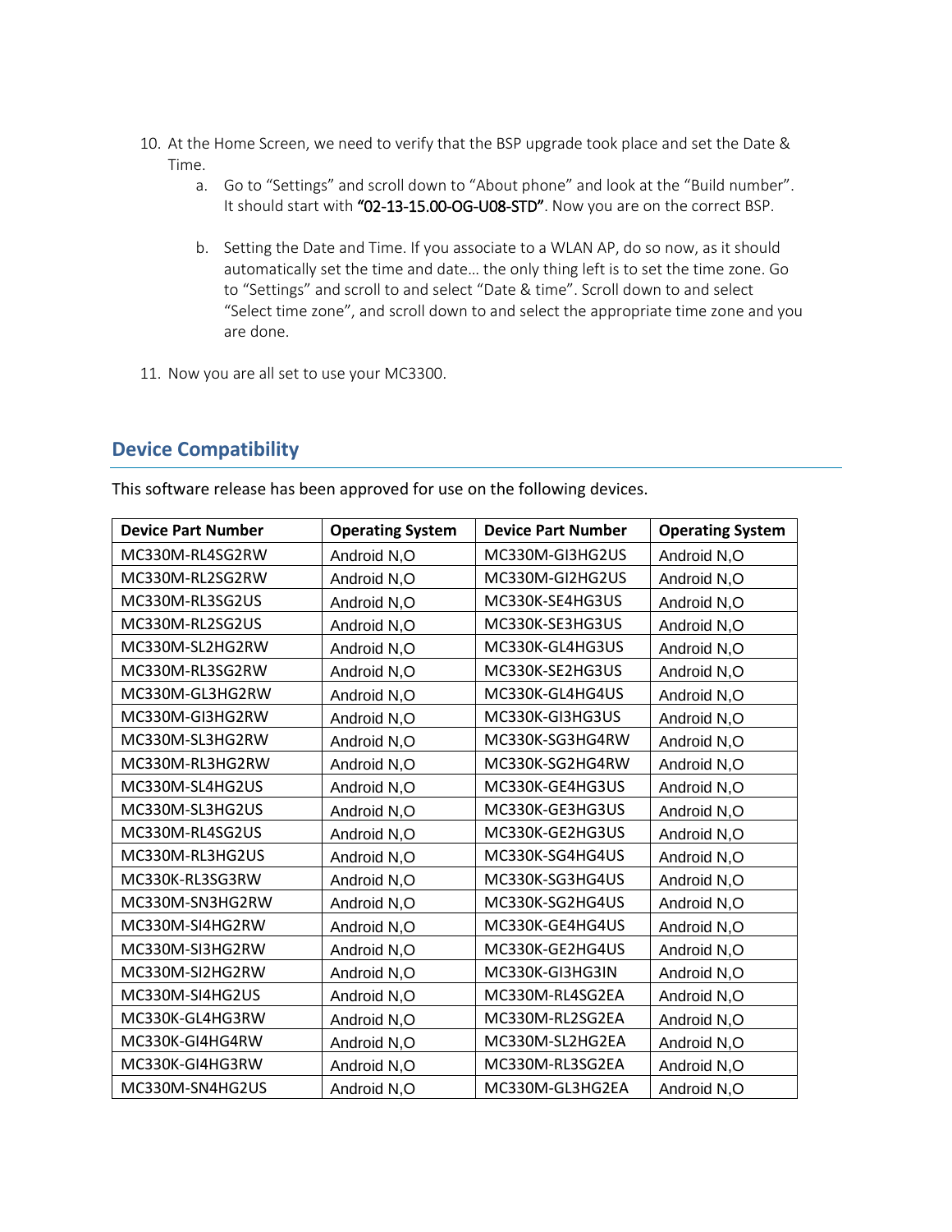10. At the Home Screen, we need to verify that the BSP upgrade took place and set the Date & Time.
    a. Go to "Settings" and scroll down to "About phone" and look at the "Build number". It should start with **"02-13-15.00-OG-U08-STD"**. Now you are on the correct BSP.

    b. Setting the Date and Time. If you associate to a WLAN AP, do so now, as it should automatically set the time and date… the only thing left is to set the time zone. Go to "Settings" and scroll to and select "Date & time". Scroll down to and select "Select time zone", and scroll down to and select the appropriate time zone and you are done.

11. Now you are all set to use your MC3300.

## Device Compatibility

This software release has been approved for use on the following devices.

| Device Part Number | Operating System | Device Part Number | Operating System |
|---|---|---|---|
| MC330M-RL4SG2RW | Android N,O | MC330M-GI3HG2US | Android N,O |
| MC330M-RL2SG2RW | Android N,O | MC330M-GI2HG2US | Android N,O |
| MC330M-RL3SG2US | Android N,O | MC330K-SE4HG3US | Android N,O |
| MC330M-RL2SG2US | Android N,O | MC330K-SE3HG3US | Android N,O |
| MC330M-SL2HG2RW | Android N,O | MC330K-GL4HG3US | Android N,O |
| MC330M-RL3SG2RW | Android N,O | MC330K-SE2HG3US | Android N,O |
| MC330M-GL3HG2RW | Android N,O | MC330K-GL4HG4US | Android N,O |
| MC330M-GI3HG2RW | Android N,O | MC330K-GI3HG3US | Android N,O |
| MC330M-SL3HG2RW | Android N,O | MC330K-SG3HG4RW | Android N,O |
| MC330M-RL3HG2RW | Android N,O | MC330K-SG2HG4RW | Android N,O |
| MC330M-SL4HG2US | Android N,O | MC330K-GE4HG3US | Android N,O |
| MC330M-SL3HG2US | Android N,O | MC330K-GE3HG3US | Android N,O |
| MC330M-RL4SG2US | Android N,O | MC330K-GE2HG3US | Android N,O |
| MC330M-RL3HG2US | Android N,O | MC330K-SG4HG4US | Android N,O |
| MC330K-RL3SG3RW | Android N,O | MC330K-SG3HG4US | Android N,O |
| MC330M-SN3HG2RW | Android N,O | MC330K-SG2HG4US | Android N,O |
| MC330M-SI4HG2RW | Android N,O | MC330K-GE4HG4US | Android N,O |
| MC330M-SI3HG2RW | Android N,O | MC330K-GE2HG4US | Android N,O |
| MC330M-SI2HG2RW | Android N,O | MC330K-GI3HG3IN | Android N,O |
| MC330M-SI4HG2US | Android N,O | MC330M-RL4SG2EA | Android N,O |
| MC330K-GL4HG3RW | Android N,O | MC330M-RL2SG2EA | Android N,O |
| MC330K-GI4HG4RW | Android N,O | MC330M-SL2HG2EA | Android N,O |
| MC330K-GI4HG3RW | Android N,O | MC330M-RL3SG2EA | Android N,O |
| MC330M-SN4HG2US | Android N,O | MC330M-GL3HG2EA | Android N,O |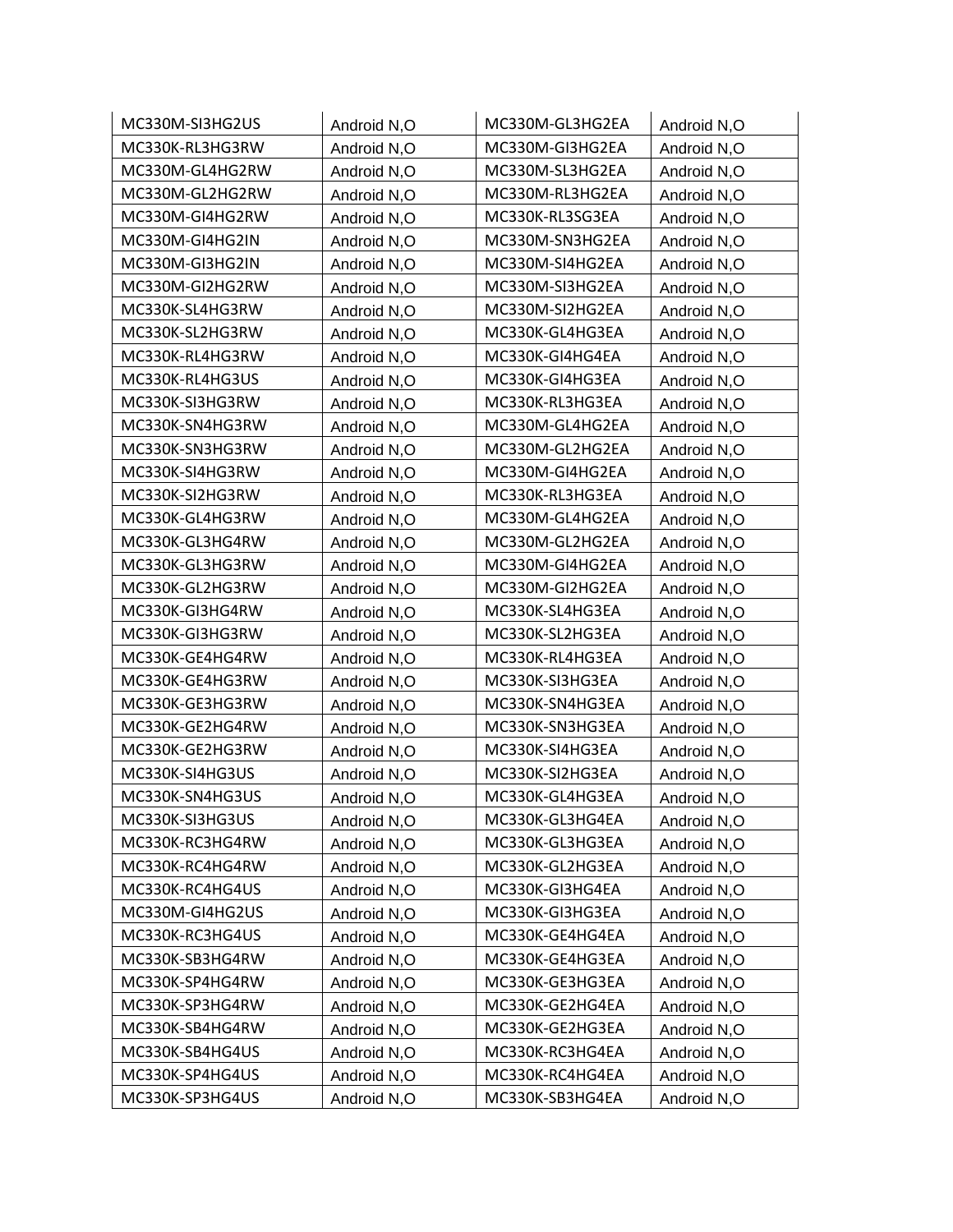| MC330M-SI3HG2US | Android N,O | MC330M-GL3HG2EA | Android N,O |
|---|---|---|---|
| MC330K-RL3HG3RW | Android N,O | MC330M-GI3HG2EA | Android N,O |
| MC330M-GL4HG2RW | Android N,O | MC330M-SL3HG2EA | Android N,O |
| MC330M-GL2HG2RW | Android N,O | MC330M-RL3HG2EA | Android N,O |
| MC330M-GI4HG2RW | Android N,O | MC330K-RL3SG3EA | Android N,O |
| MC330M-GI4HG2IN | Android N,O | MC330M-SN3HG2EA | Android N,O |
| MC330M-GI3HG2IN | Android N,O | MC330M-SI4HG2EA | Android N,O |
| MC330M-GI2HG2RW | Android N,O | MC330M-SI3HG2EA | Android N,O |
| MC330K-SL4HG3RW | Android N,O | MC330M-SI2HG2EA | Android N,O |
| MC330K-SL2HG3RW | Android N,O | MC330K-GL4HG3EA | Android N,O |
| MC330K-RL4HG3RW | Android N,O | MC330K-GI4HG4EA | Android N,O |
| MC330K-RL4HG3US | Android N,O | MC330K-GI4HG3EA | Android N,O |
| MC330K-SI3HG3RW | Android N,O | MC330K-RL3HG3EA | Android N,O |
| MC330K-SN4HG3RW | Android N,O | MC330M-GL4HG2EA | Android N,O |
| MC330K-SN3HG3RW | Android N,O | MC330M-GL2HG2EA | Android N,O |
| MC330K-SI4HG3RW | Android N,O | MC330M-GI4HG2EA | Android N,O |
| MC330K-SI2HG3RW | Android N,O | MC330K-RL3HG3EA | Android N,O |
| MC330K-GL4HG3RW | Android N,O | MC330M-GL4HG2EA | Android N,O |
| MC330K-GL3HG4RW | Android N,O | MC330M-GL2HG2EA | Android N,O |
| MC330K-GL3HG3RW | Android N,O | MC330M-GI4HG2EA | Android N,O |
| MC330K-GL2HG3RW | Android N,O | MC330M-GI2HG2EA | Android N,O |
| MC330K-GI3HG4RW | Android N,O | MC330K-SL4HG3EA | Android N,O |
| MC330K-GI3HG3RW | Android N,O | MC330K-SL2HG3EA | Android N,O |
| MC330K-GE4HG4RW | Android N,O | MC330K-RL4HG3EA | Android N,O |
| MC330K-GE4HG3RW | Android N,O | MC330K-SI3HG3EA | Android N,O |
| MC330K-GE3HG3RW | Android N,O | MC330K-SN4HG3EA | Android N,O |
| MC330K-GE2HG4RW | Android N,O | MC330K-SN3HG3EA | Android N,O |
| MC330K-GE2HG3RW | Android N,O | MC330K-SI4HG3EA | Android N,O |
| MC330K-SI4HG3US | Android N,O | MC330K-SI2HG3EA | Android N,O |
| MC330K-SN4HG3US | Android N,O | MC330K-GL4HG3EA | Android N,O |
| MC330K-SI3HG3US | Android N,O | MC330K-GL3HG4EA | Android N,O |
| MC330K-RC3HG4RW | Android N,O | MC330K-GL3HG3EA | Android N,O |
| MC330K-RC4HG4RW | Android N,O | MC330K-GL2HG3EA | Android N,O |
| MC330K-RC4HG4US | Android N,O | MC330K-GI3HG4EA | Android N,O |
| MC330M-GI4HG2US | Android N,O | MC330K-GI3HG3EA | Android N,O |
| MC330K-RC3HG4US | Android N,O | MC330K-GE4HG4EA | Android N,O |
| MC330K-SB3HG4RW | Android N,O | MC330K-GE4HG3EA | Android N,O |
| MC330K-SP4HG4RW | Android N,O | MC330K-GE3HG3EA | Android N,O |
| MC330K-SP3HG4RW | Android N,O | MC330K-GE2HG4EA | Android N,O |
| MC330K-SB4HG4RW | Android N,O | MC330K-GE2HG3EA | Android N,O |
| MC330K-SB4HG4US | Android N,O | MC330K-RC3HG4EA | Android N,O |
| MC330K-SP4HG4US | Android N,O | MC330K-RC4HG4EA | Android N,O |
| MC330K-SP3HG4US | Android N,O | MC330K-SB3HG4EA | Android N,O |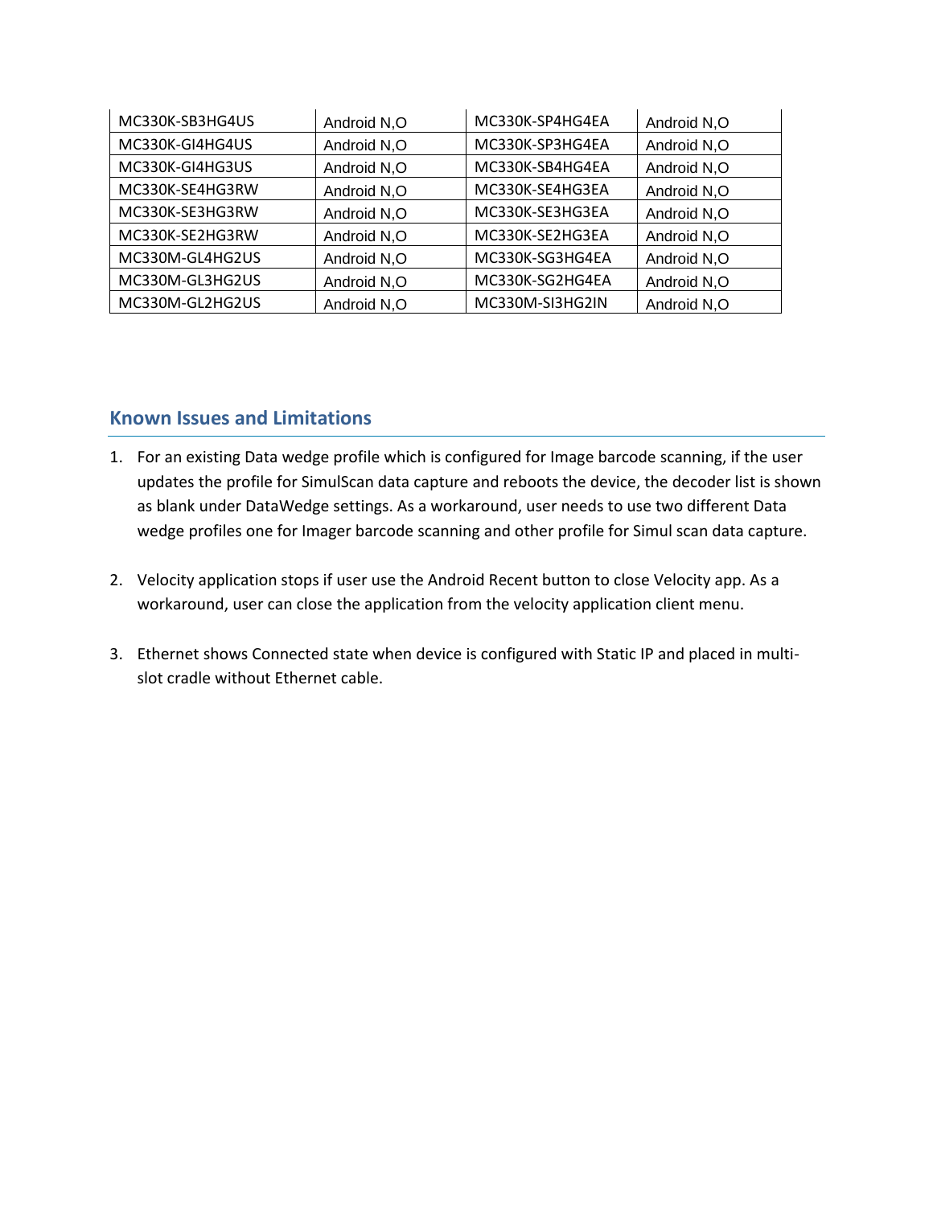| | | | |
|---|---|---|---|
| MC330K-SB3HG4US | Android N,O | MC330K-SP4HG4EA | Android N,O |
| MC330K-GI4HG4US | Android N,O | MC330K-SP3HG4EA | Android N,O |
| MC330K-GI4HG3US | Android N,O | MC330K-SB4HG4EA | Android N,O |
| MC330K-SE4HG3RW | Android N,O | MC330K-SE4HG3EA | Android N,O |
| MC330K-SE3HG3RW | Android N,O | MC330K-SE3HG3EA | Android N,O |
| MC330K-SE2HG3RW | Android N,O | MC330K-SE2HG3EA | Android N,O |
| MC330M-GL4HG2US | Android N,O | MC330K-SG3HG4EA | Android N,O |
| MC330M-GL3HG2US | Android N,O | MC330K-SG2HG4EA | Android N,O |
| MC330M-GL2HG2US | Android N,O | MC330M-SI3HG2IN | Android N,O |

## Known Issues and Limitations

1. For an existing Data wedge profile which is configured for Image barcode scanning, if the user updates the profile for SimulScan data capture and reboots the device, the decoder list is shown as blank under DataWedge settings. As a workaround, user needs to use two different Data wedge profiles one for Imager barcode scanning and other profile for Simul scan data capture.

2. Velocity application stops if user use the Android Recent button to close Velocity app. As a workaround, user can close the application from the velocity application client menu.

3. Ethernet shows Connected state when device is configured with Static IP and placed in multi-slot cradle without Ethernet cable.